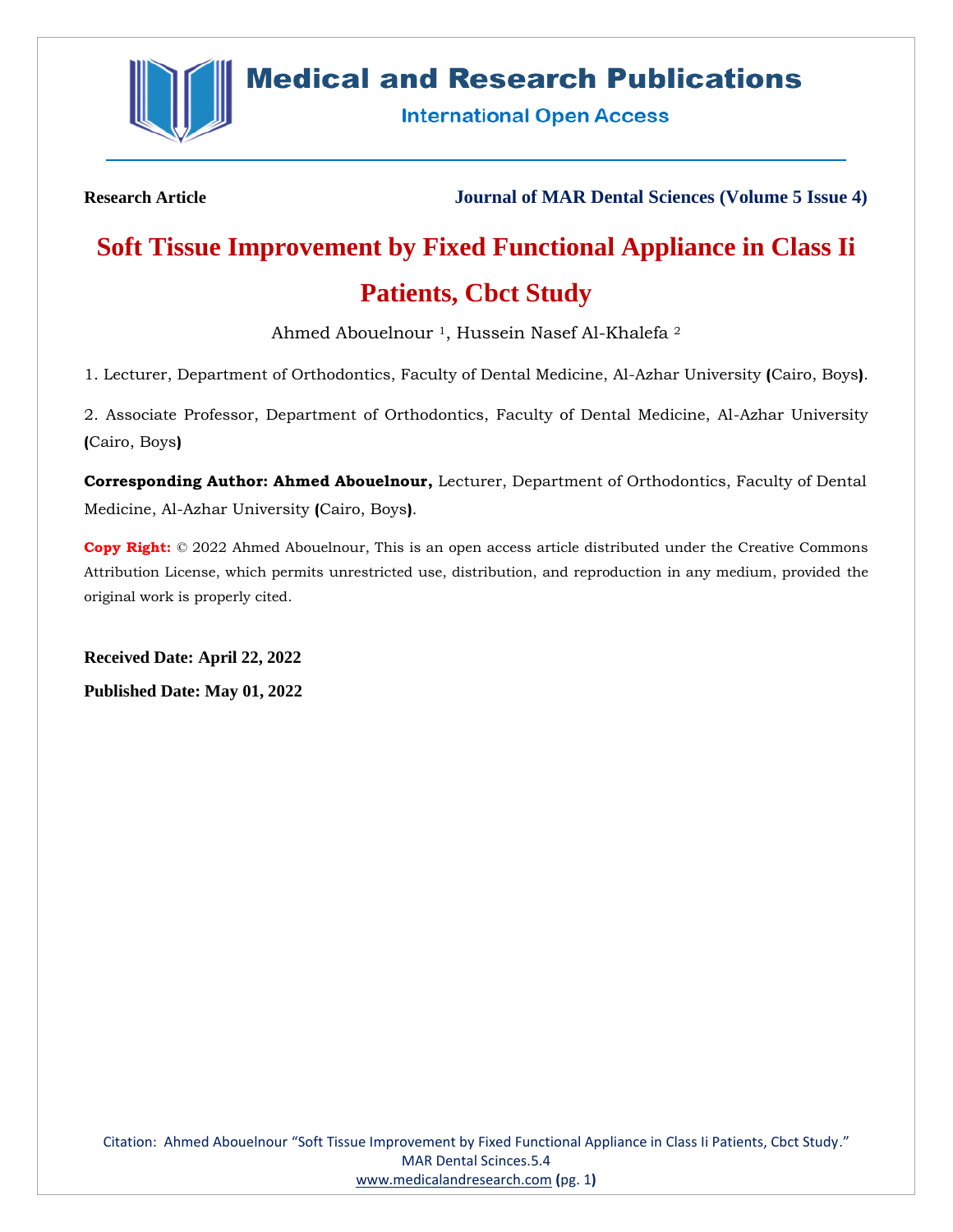Research Article

Journal of MAR Dental Sciences (Volume 5 Issue 4)

# Soft Tissue Improvement by Fixed Functional Appliance in Class Ii Patients, Cbct Study

Ahmed Abouelnour [1], Hussein Nasef Al-Khalefa [2]

1. Lecturer, Department of Orthodontics, Faculty of Dental Medicine, Al-Azhar University (Cairo, Boys).

2. Associate Professor, Department of Orthodontics, Faculty of Dental Medicine, Al-Azhar University (Cairo, Boys)

**Corresponding Author: Ahmed Abouelnour,** Lecturer, Department of Orthodontics, Faculty of Dental Medicine, Al-Azhar University (Cairo, Boys).

**Copy Right:** © 2022 Ahmed Abouelnour, This is an open access article distributed under the Creative Commons Attribution License, which permits unrestricted use, distribution, and reproduction in any medium, provided the original work is properly cited.

**Received Date: April 22, 2022**

**Published Date: May 01, 2022**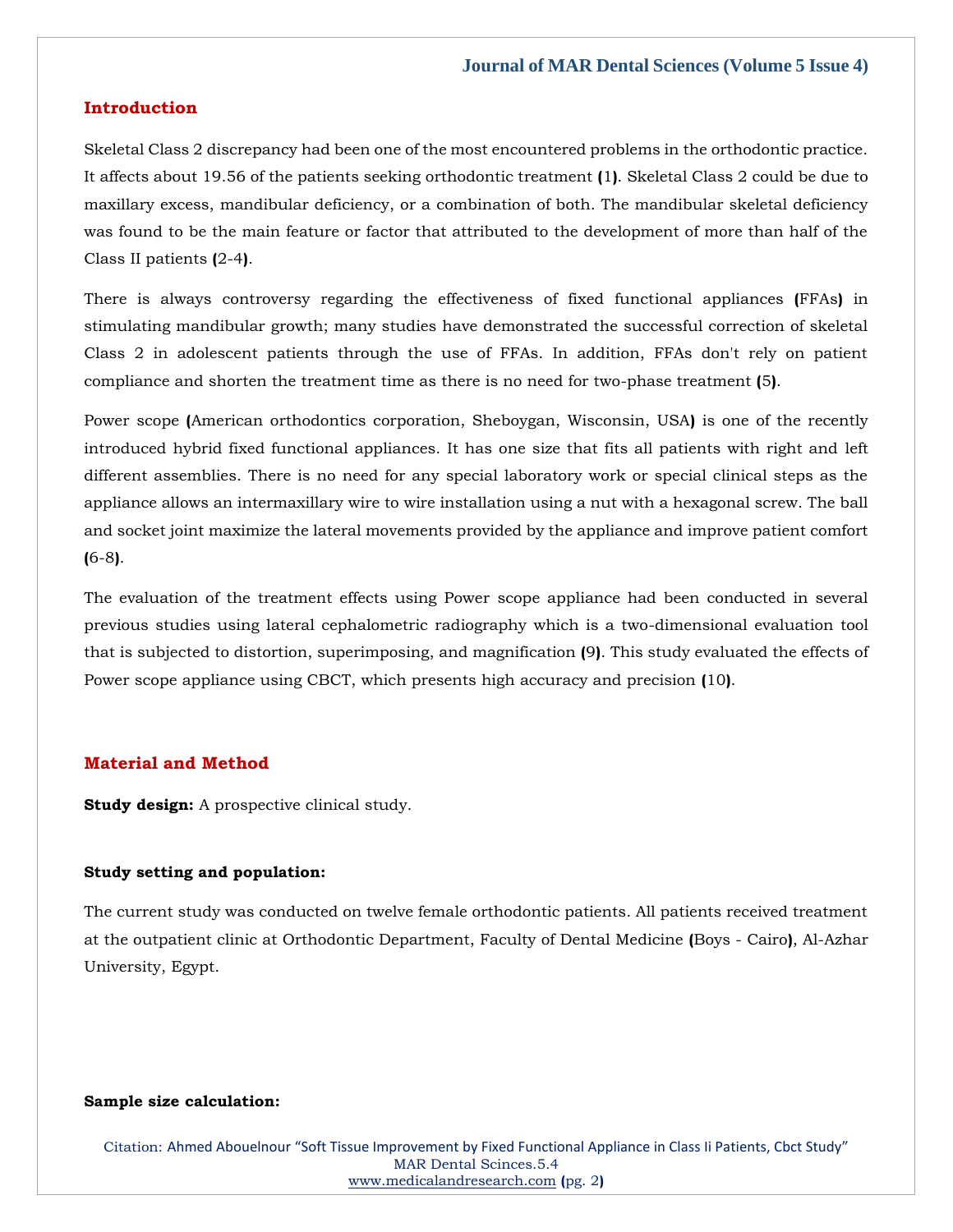## Introduction

Skeletal Class 2 discrepancy had been one of the most encountered problems in the orthodontic practice. It affects about 19.56 of the patients seeking orthodontic treatment (1). Skeletal Class 2 could be due to maxillary excess, mandibular deficiency, or a combination of both. The mandibular skeletal deficiency was found to be the main feature or factor that attributed to the development of more than half of the Class II patients (2-4).

There is always controversy regarding the effectiveness of fixed functional appliances (FFAs) in stimulating mandibular growth; many studies have demonstrated the successful correction of skeletal Class 2 in adolescent patients through the use of FFAs. In addition, FFAs don't rely on patient compliance and shorten the treatment time as there is no need for two-phase treatment (5).

Power scope (American orthodontics corporation, Sheboygan, Wisconsin, USA) is one of the recently introduced hybrid fixed functional appliances. It has one size that fits all patients with right and left different assemblies. There is no need for any special laboratory work or special clinical steps as the appliance allows an intermaxillary wire to wire installation using a nut with a hexagonal screw. The ball and socket joint maximize the lateral movements provided by the appliance and improve patient comfort (6-8).

The evaluation of the treatment effects using Power scope appliance had been conducted in several previous studies using lateral cephalometric radiography which is a two-dimensional evaluation tool that is subjected to distortion, superimposing, and magnification (9). This study evaluated the effects of Power scope appliance using CBCT, which presents high accuracy and precision (10).

## Material and Method

**Study design:** A prospective clinical study.

**Study setting and population:**

The current study was conducted on twelve female orthodontic patients. All patients received treatment at the outpatient clinic at Orthodontic Department, Faculty of Dental Medicine (Boys - Cairo), Al-Azhar University, Egypt.

**Sample size calculation:**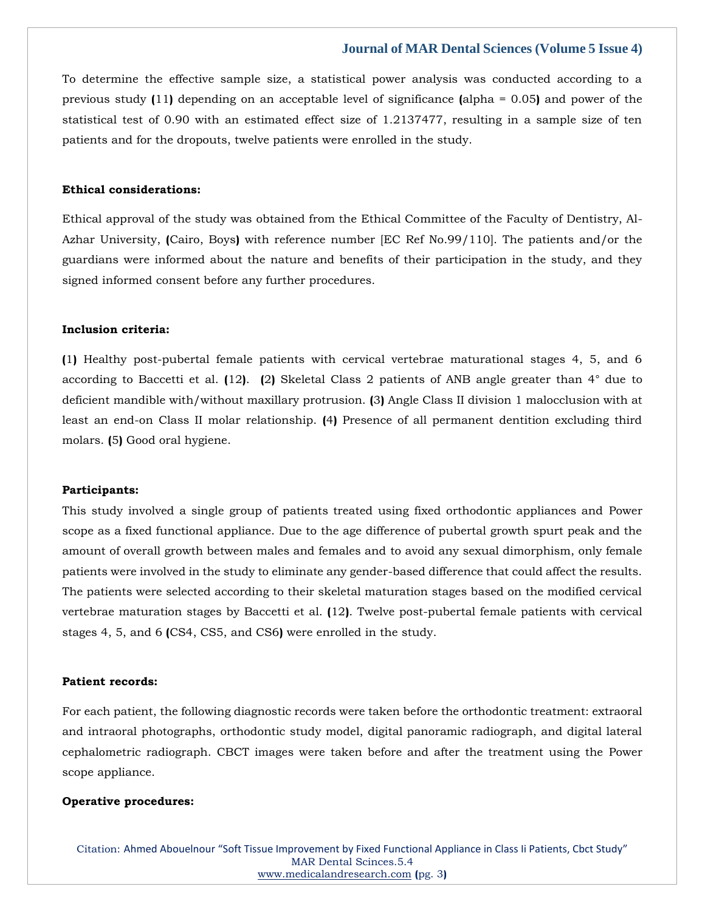To determine the effective sample size, a statistical power analysis was conducted according to a previous study (11) depending on an acceptable level of significance (alpha = 0.05) and power of the statistical test of 0.90 with an estimated effect size of 1.2137477, resulting in a sample size of ten patients and for the dropouts, twelve patients were enrolled in the study.

**Ethical considerations:**

Ethical approval of the study was obtained from the Ethical Committee of the Faculty of Dentistry, Al-Azhar University, (Cairo, Boys) with reference number [EC Ref No.99/110]. The patients and/or the guardians were informed about the nature and benefits of their participation in the study, and they signed informed consent before any further procedures.

**Inclusion criteria:**

(1) Healthy post-pubertal female patients with cervical vertebrae maturational stages 4, 5, and 6 according to Baccetti et al. (12). (2) Skeletal Class 2 patients of ANB angle greater than 4° due to deficient mandible with/without maxillary protrusion. (3) Angle Class II division 1 malocclusion with at least an end-on Class II molar relationship. (4) Presence of all permanent dentition excluding third molars. (5) Good oral hygiene.

**Participants:**

This study involved a single group of patients treated using fixed orthodontic appliances and Power scope as a fixed functional appliance. Due to the age difference of pubertal growth spurt peak and the amount of overall growth between males and females and to avoid any sexual dimorphism, only female patients were involved in the study to eliminate any gender-based difference that could affect the results. The patients were selected according to their skeletal maturation stages based on the modified cervical vertebrae maturation stages by Baccetti et al. (12). Twelve post-pubertal female patients with cervical stages 4, 5, and 6 (CS4, CS5, and CS6) were enrolled in the study.

**Patient records:**

For each patient, the following diagnostic records were taken before the orthodontic treatment: extraoral and intraoral photographs, orthodontic study model, digital panoramic radiograph, and digital lateral cephalometric radiograph. CBCT images were taken before and after the treatment using the Power scope appliance.

**Operative procedures:**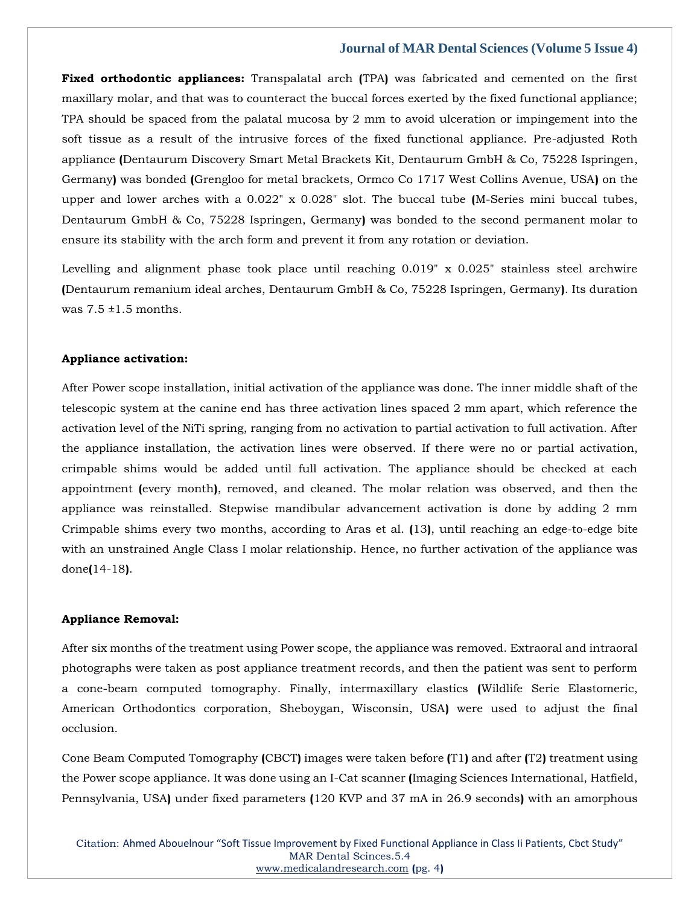**Fixed orthodontic appliances:** Transpalatal arch (TPA) was fabricated and cemented on the first maxillary molar, and that was to counteract the buccal forces exerted by the fixed functional appliance; TPA should be spaced from the palatal mucosa by 2 mm to avoid ulceration or impingement into the soft tissue as a result of the intrusive forces of the fixed functional appliance. Pre-adjusted Roth appliance (Dentaurum Discovery Smart Metal Brackets Kit, Dentaurum GmbH & Co, 75228 Ispringen, Germany) was bonded (Grengloo for metal brackets, Ormco Co 1717 West Collins Avenue, USA) on the upper and lower arches with a 0.022" x 0.028" slot. The buccal tube (M-Series mini buccal tubes, Dentaurum GmbH & Co, 75228 Ispringen, Germany) was bonded to the second permanent molar to ensure its stability with the arch form and prevent it from any rotation or deviation.

Levelling and alignment phase took place until reaching 0.019" x 0.025" stainless steel archwire (Dentaurum remanium ideal arches, Dentaurum GmbH & Co, 75228 Ispringen, Germany). Its duration was 7.5 ±1.5 months.

**Appliance activation:**

After Power scope installation, initial activation of the appliance was done. The inner middle shaft of the telescopic system at the canine end has three activation lines spaced 2 mm apart, which reference the activation level of the NiTi spring, ranging from no activation to partial activation to full activation. After the appliance installation, the activation lines were observed. If there were no or partial activation, crimpable shims would be added until full activation. The appliance should be checked at each appointment (every month), removed, and cleaned. The molar relation was observed, and then the appliance was reinstalled. Stepwise mandibular advancement activation is done by adding 2 mm Crimpable shims every two months, according to Aras et al. (13), until reaching an edge-to-edge bite with an unstrained Angle Class I molar relationship. Hence, no further activation of the appliance was done(14-18).

**Appliance Removal:**

After six months of the treatment using Power scope, the appliance was removed. Extraoral and intraoral photographs were taken as post appliance treatment records, and then the patient was sent to perform a cone-beam computed tomography. Finally, intermaxillary elastics (Wildlife Serie Elastomeric, American Orthodontics corporation, Sheboygan, Wisconsin, USA) were used to adjust the final occlusion.

Cone Beam Computed Tomography (CBCT) images were taken before (T1) and after (T2) treatment using the Power scope appliance. It was done using an I-Cat scanner (Imaging Sciences International, Hatfield, Pennsylvania, USA) under fixed parameters (120 KVP and 37 mA in 26.9 seconds) with an amorphous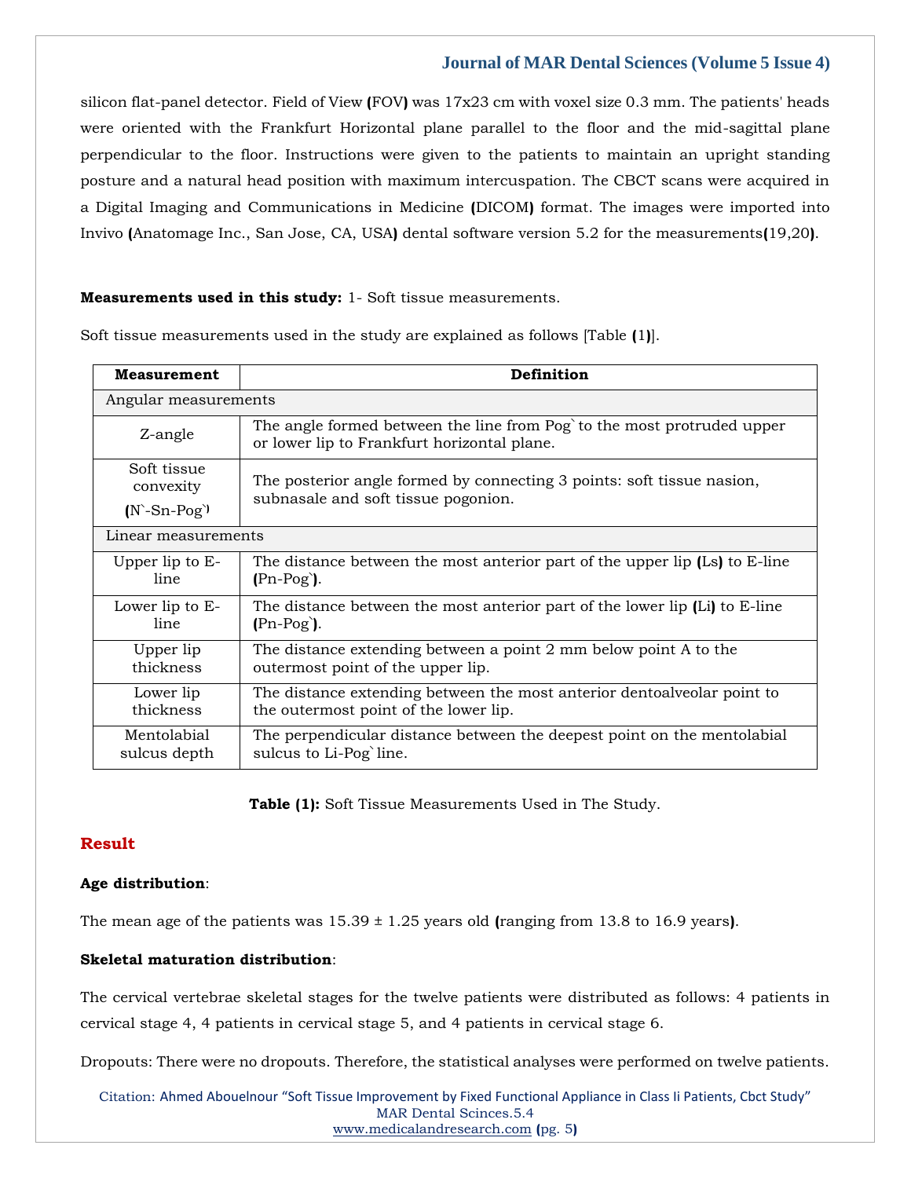silicon flat-panel detector. Field of View (FOV) was 17x23 cm with voxel size 0.3 mm. The patients' heads were oriented with the Frankfurt Horizontal plane parallel to the floor and the mid-sagittal plane perpendicular to the floor. Instructions were given to the patients to maintain an upright standing posture and a natural head position with maximum intercuspation. The CBCT scans were acquired in a Digital Imaging and Communications in Medicine (DICOM) format. The images were imported into Invivo (Anatomage Inc., San Jose, CA, USA) dental software version 5.2 for the measurements(19,20).

**Measurements used in this study:** 1- Soft tissue measurements.

Soft tissue measurements used in the study are explained as follows [Table (1)].

| Measurement | Definition |
|---|---|
| Angular measurements | |
| Z-angle | The angle formed between the line from Pog` to the most protruded upper or lower lip to Frankfurt horizontal plane. |
| Soft tissue convexity (N`-Sn-Pog`) | The posterior angle formed by connecting 3 points: soft tissue nasion, subnasale and soft tissue pogonion. |
| Linear measurements | |
| Upper lip to E-line | The distance between the most anterior part of the upper lip (Ls) to E-line (Pn-Pog`). |
| Lower lip to E-line | The distance between the most anterior part of the lower lip (Li) to E-line (Pn-Pog`). |
| Upper lip thickness | The distance extending between a point 2 mm below point A to the outermost point of the upper lip. |
| Lower lip thickness | The distance extending between the most anterior dentoalveolar point to the outermost point of the lower lip. |
| Mentolabial sulcus depth | The perpendicular distance between the deepest point on the mentolabial sulcus to Li-Pog` line. |

**Table (1):** Soft Tissue Measurements Used in The Study.

## Result

**Age distribution**:

The mean age of the patients was 15.39 ± 1.25 years old (ranging from 13.8 to 16.9 years).

**Skeletal maturation distribution**:

The cervical vertebrae skeletal stages for the twelve patients were distributed as follows: 4 patients in cervical stage 4, 4 patients in cervical stage 5, and 4 patients in cervical stage 6.

Dropouts: There were no dropouts. Therefore, the statistical analyses were performed on twelve patients.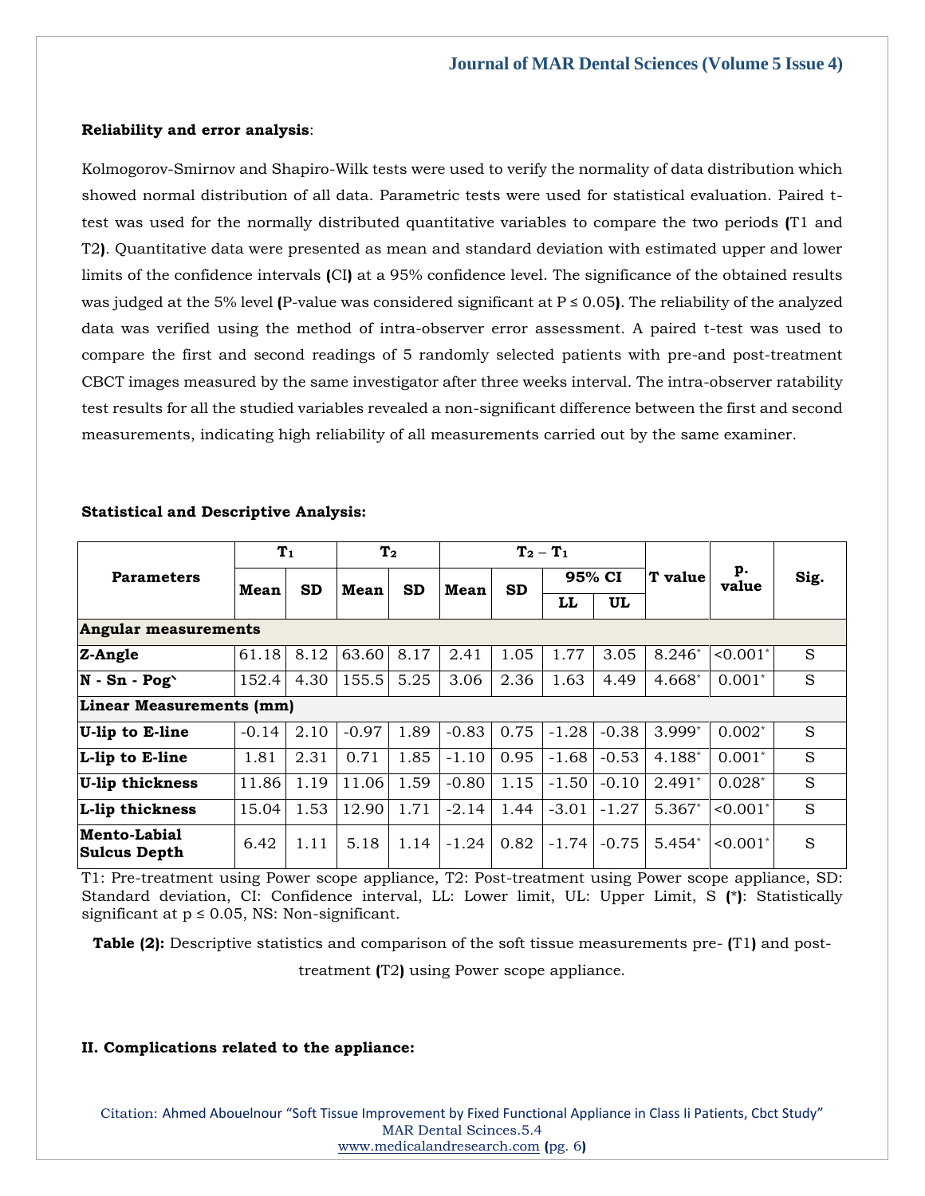**Reliability and error analysis**:

Kolmogorov-Smirnov and Shapiro-Wilk tests were used to verify the normality of data distribution which showed normal distribution of all data. Parametric tests were used for statistical evaluation. Paired t-test was used for the normally distributed quantitative variables to compare the two periods (T1 and T2). Quantitative data were presented as mean and standard deviation with estimated upper and lower limits of the confidence intervals (CI) at a 95% confidence level. The significance of the obtained results was judged at the 5% level (P-value was considered significant at P ≤ 0.05). The reliability of the analyzed data was verified using the method of intra-observer error assessment. A paired t-test was used to compare the first and second readings of 5 randomly selected patients with pre-and post-treatment CBCT images measured by the same investigator after three weeks interval. The intra-observer ratability test results for all the studied variables revealed a non-significant difference between the first and second measurements, indicating high reliability of all measurements carried out by the same examiner.

**Statistical and Descriptive Analysis:**

| Parameters | $T_1$ | | $T_2$ | | $T_2 - T_1$ | | | | T value | p. value | Sig. |
|---|---|---|---|---|---|---|---|---|---|---|---|
| | Mean | SD | Mean | SD | Mean | SD | 95% CI | | | | |
| | | | | | | | LL | UL | | | |
| **Angular measurements** | | | | | | | | | | | |
| **Z-Angle** | 61.18 | 8.12 | 63.60 | 8.17 | 2.41 | 1.05 | 1.77 | 3.05 | 8.246* | <0.001* | S |
| **N - Sn - Pog`** | 152.4 | 4.30 | 155.5 | 5.25 | 3.06 | 2.36 | 1.63 | 4.49 | 4.668* | 0.001* | S |
| **Linear Measurements (mm)** | | | | | | | | | | | |
| **U-lip to E-line** | -0.14 | 2.10 | -0.97 | 1.89 | -0.83 | 0.75 | -1.28 | -0.38 | 3.999* | 0.002* | S |
| **L-lip to E-line** | 1.81 | 2.31 | 0.71 | 1.85 | -1.10 | 0.95 | -1.68 | -0.53 | 4.188* | 0.001* | S |
| **U-lip thickness** | 11.86 | 1.19 | 11.06 | 1.59 | -0.80 | 1.15 | -1.50 | -0.10 | 2.491* | 0.028* | S |
| **L-lip thickness** | 15.04 | 1.53 | 12.90 | 1.71 | -2.14 | 1.44 | -3.01 | -1.27 | 5.367* | <0.001* | S |
| **Mento-Labial Sulcus Depth** | 6.42 | 1.11 | 5.18 | 1.14 | -1.24 | 0.82 | -1.74 | -0.75 | 5.454* | <0.001* | S |

T1: Pre-treatment using Power scope appliance, T2: Post-treatment using Power scope appliance, SD: Standard deviation, CI: Confidence interval, LL: Lower limit, UL: Upper Limit, S (*): Statistically significant at p ≤ 0.05, NS: Non-significant.

**Table (2):** Descriptive statistics and comparison of the soft tissue measurements pre- (T1) and post-treatment (T2) using Power scope appliance.

**II. Complications related to the appliance:**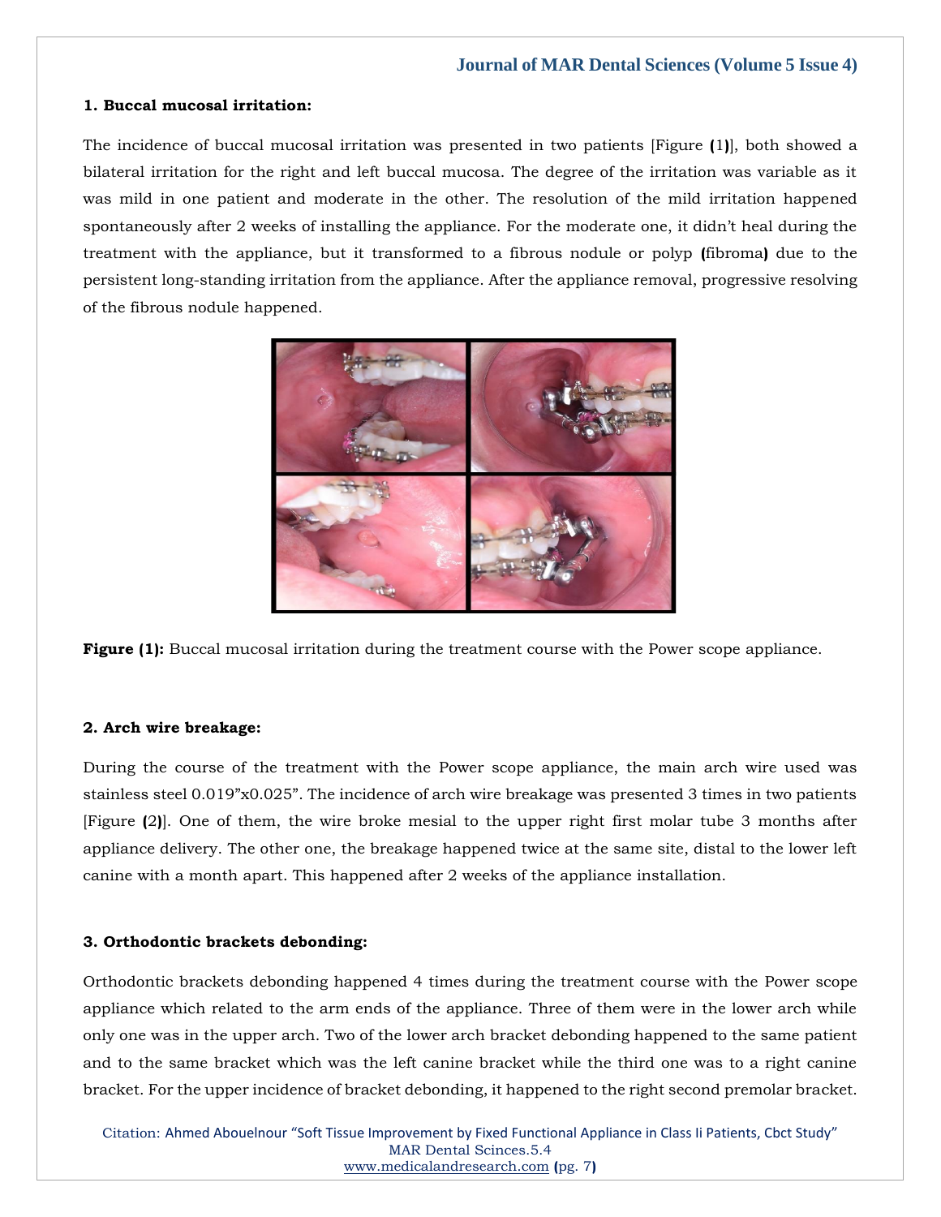### 1. Buccal mucosal irritation:

The incidence of buccal mucosal irritation was presented in two patients [Figure (1)], both showed a bilateral irritation for the right and left buccal mucosa. The degree of the irritation was variable as it was mild in one patient and moderate in the other. The resolution of the mild irritation happened spontaneously after 2 weeks of installing the appliance. For the moderate one, it didn't heal during the treatment with the appliance, but it transformed to a fibrous nodule or polyp (fibroma) due to the persistent long-standing irritation from the appliance. After the appliance removal, progressive resolving of the fibrous nodule happened.

**Figure (1):** Buccal mucosal irritation during the treatment course with the Power scope appliance.

### 2. Arch wire breakage:

During the course of the treatment with the Power scope appliance, the main arch wire used was stainless steel 0.019"x0.025". The incidence of arch wire breakage was presented 3 times in two patients [Figure (2)]. One of them, the wire broke mesial to the upper right first molar tube 3 months after appliance delivery. The other one, the breakage happened twice at the same site, distal to the lower left canine with a month apart. This happened after 2 weeks of the appliance installation.

### 3. Orthodontic brackets debonding:

Orthodontic brackets debonding happened 4 times during the treatment course with the Power scope appliance which related to the arm ends of the appliance. Three of them were in the lower arch while only one was in the upper arch. Two of the lower arch bracket debonding happened to the same patient and to the same bracket which was the left canine bracket while the third one was to a right canine bracket. For the upper incidence of bracket debonding, it happened to the right second premolar bracket.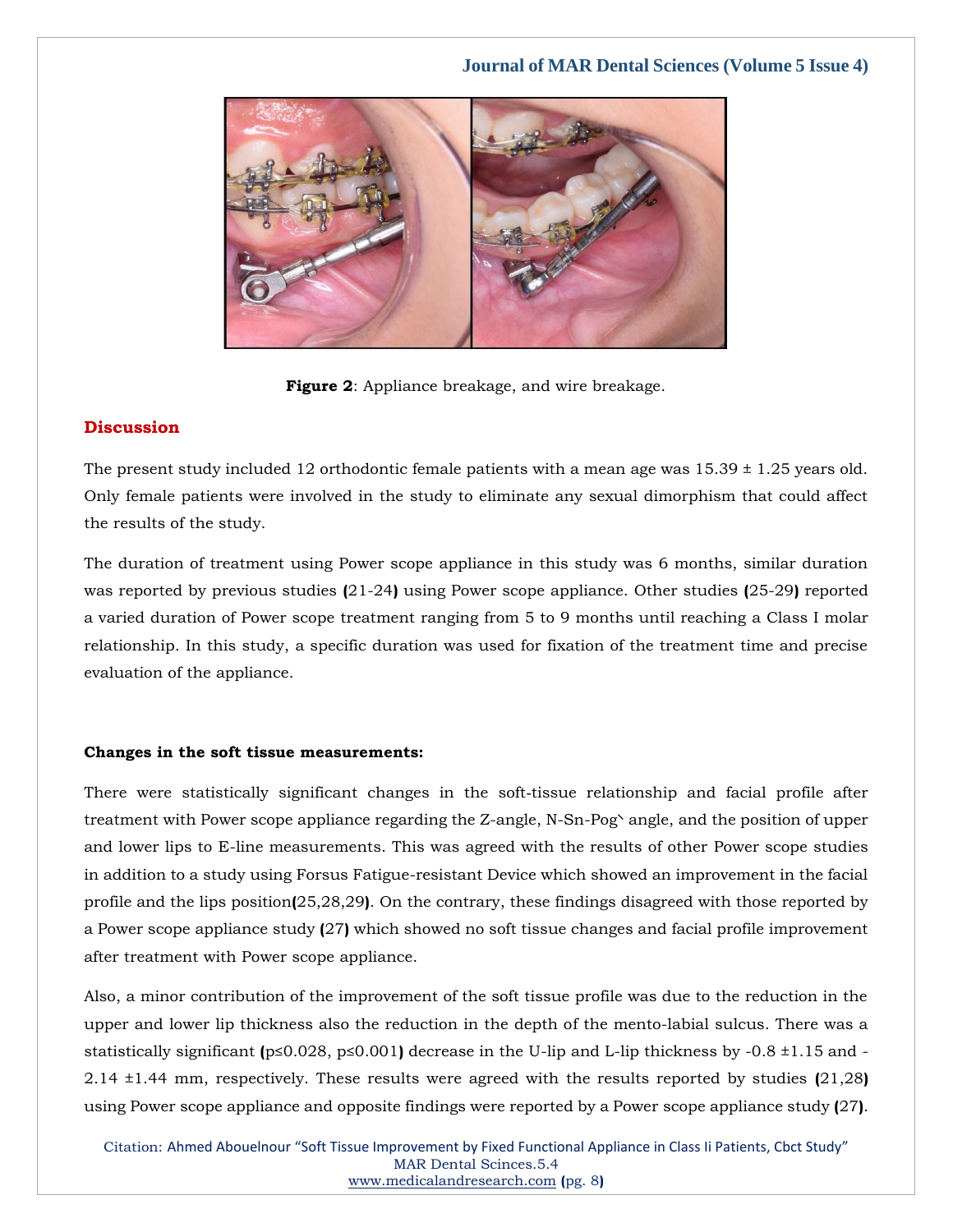**Figure 2**: Appliance breakage, and wire breakage.

## Discussion

The present study included 12 orthodontic female patients with a mean age was 15.39 ± 1.25 years old. Only female patients were involved in the study to eliminate any sexual dimorphism that could affect the results of the study.

The duration of treatment using Power scope appliance in this study was 6 months, similar duration was reported by previous studies (21-24) using Power scope appliance. Other studies (25-29) reported a varied duration of Power scope treatment ranging from 5 to 9 months until reaching a Class I molar relationship. In this study, a specific duration was used for fixation of the treatment time and precise evaluation of the appliance.

### Changes in the soft tissue measurements:

There were statistically significant changes in the soft-tissue relationship and facial profile after treatment with Power scope appliance regarding the Z-angle, N-Sn-Pog` angle, and the position of upper and lower lips to E-line measurements. This was agreed with the results of other Power scope studies in addition to a study using Forsus Fatigue-resistant Device which showed an improvement in the facial profile and the lips position(25,28,29). On the contrary, these findings disagreed with those reported by a Power scope appliance study (27) which showed no soft tissue changes and facial profile improvement after treatment with Power scope appliance.

Also, a minor contribution of the improvement of the soft tissue profile was due to the reduction in the upper and lower lip thickness also the reduction in the depth of the mento-labial sulcus. There was a statistically significant ($p \leq 0.028$, $p \leq 0.001$) decrease in the U-lip and L-lip thickness by -0.8 ±1.15 and -2.14 ±1.44 mm, respectively. These results were agreed with the results reported by studies (21,28) using Power scope appliance and opposite findings were reported by a Power scope appliance study (27).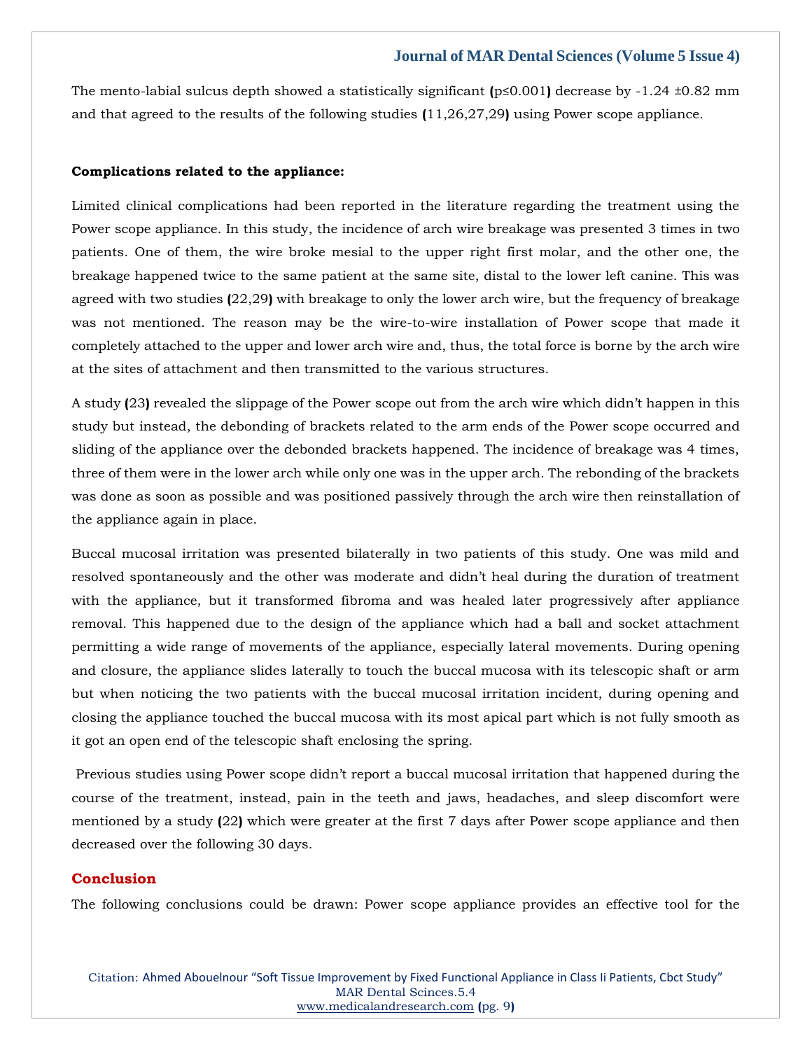The mento-labial sulcus depth showed a statistically significant ($p \leq 0.001$) decrease by -1.24 ±0.82 mm and that agreed to the results of the following studies (11,26,27,29) using Power scope appliance.

**Complications related to the appliance:**

Limited clinical complications had been reported in the literature regarding the treatment using the Power scope appliance. In this study, the incidence of arch wire breakage was presented 3 times in two patients. One of them, the wire broke mesial to the upper right first molar, and the other one, the breakage happened twice to the same patient at the same site, distal to the lower left canine. This was agreed with two studies (22,29) with breakage to only the lower arch wire, but the frequency of breakage was not mentioned. The reason may be the wire-to-wire installation of Power scope that made it completely attached to the upper and lower arch wire and, thus, the total force is borne by the arch wire at the sites of attachment and then transmitted to the various structures.

A study (23) revealed the slippage of the Power scope out from the arch wire which didn't happen in this study but instead, the debonding of brackets related to the arm ends of the Power scope occurred and sliding of the appliance over the debonded brackets happened. The incidence of breakage was 4 times, three of them were in the lower arch while only one was in the upper arch. The rebonding of the brackets was done as soon as possible and was positioned passively through the arch wire then reinstallation of the appliance again in place.

Buccal mucosal irritation was presented bilaterally in two patients of this study. One was mild and resolved spontaneously and the other was moderate and didn't heal during the duration of treatment with the appliance, but it transformed fibroma and was healed later progressively after appliance removal. This happened due to the design of the appliance which had a ball and socket attachment permitting a wide range of movements of the appliance, especially lateral movements. During opening and closure, the appliance slides laterally to touch the buccal mucosa with its telescopic shaft or arm but when noticing the two patients with the buccal mucosal irritation incident, during opening and closing the appliance touched the buccal mucosa with its most apical part which is not fully smooth as it got an open end of the telescopic shaft enclosing the spring.

Previous studies using Power scope didn't report a buccal mucosal irritation that happened during the course of the treatment, instead, pain in the teeth and jaws, headaches, and sleep discomfort were mentioned by a study (22) which were greater at the first 7 days after Power scope appliance and then decreased over the following 30 days.

## Conclusion

The following conclusions could be drawn: Power scope appliance provides an effective tool for the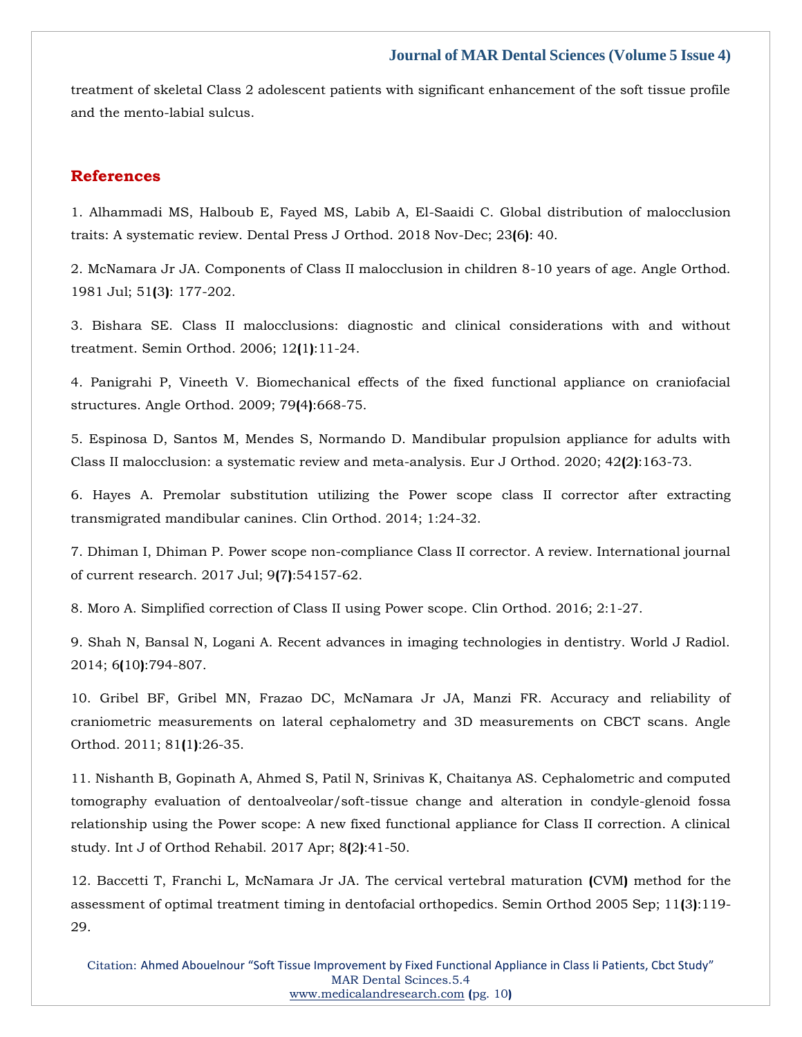treatment of skeletal Class 2 adolescent patients with significant enhancement of the soft tissue profile and the mento-labial sulcus.

## References

1. Alhammadi MS, Halboub E, Fayed MS, Labib A, El-Saaidi C. Global distribution of malocclusion traits: A systematic review. Dental Press J Orthod. 2018 Nov-Dec; 23(6): 40.

2. McNamara Jr JA. Components of Class II malocclusion in children 8-10 years of age. Angle Orthod. 1981 Jul; 51(3): 177-202.

3. Bishara SE. Class II malocclusions: diagnostic and clinical considerations with and without treatment. Semin Orthod. 2006; 12(1):11-24.

4. Panigrahi P, Vineeth V. Biomechanical effects of the fixed functional appliance on craniofacial structures. Angle Orthod. 2009; 79(4):668-75.

5. Espinosa D, Santos M, Mendes S, Normando D. Mandibular propulsion appliance for adults with Class II malocclusion: a systematic review and meta-analysis. Eur J Orthod. 2020; 42(2):163-73.

6. Hayes A. Premolar substitution utilizing the Power scope class II corrector after extracting transmigrated mandibular canines. Clin Orthod. 2014; 1:24-32.

7. Dhiman I, Dhiman P. Power scope non-compliance Class II corrector. A review. International journal of current research. 2017 Jul; 9(7):54157-62.

8. Moro A. Simplified correction of Class II using Power scope. Clin Orthod. 2016; 2:1-27.

9. Shah N, Bansal N, Logani A. Recent advances in imaging technologies in dentistry. World J Radiol. 2014; 6(10):794-807.

10. Gribel BF, Gribel MN, Frazao DC, McNamara Jr JA, Manzi FR. Accuracy and reliability of craniometric measurements on lateral cephalometry and 3D measurements on CBCT scans. Angle Orthod. 2011; 81(1):26-35.

11. Nishanth B, Gopinath A, Ahmed S, Patil N, Srinivas K, Chaitanya AS. Cephalometric and computed tomography evaluation of dentoalveolar/soft-tissue change and alteration in condyle-glenoid fossa relationship using the Power scope: A new fixed functional appliance for Class II correction. A clinical study. Int J of Orthod Rehabil. 2017 Apr; 8(2):41-50.

12. Baccetti T, Franchi L, McNamara Jr JA. The cervical vertebral maturation (CVM) method for the assessment of optimal treatment timing in dentofacial orthopedics. Semin Orthod 2005 Sep; 11(3):119-29.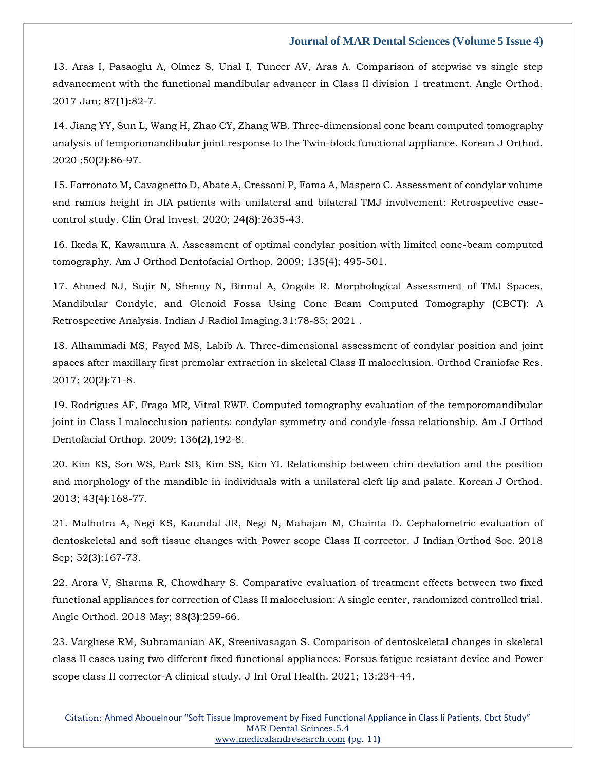13. Aras I, Pasaoglu A, Olmez S, Unal I, Tuncer AV, Aras A. Comparison of stepwise vs single step advancement with the functional mandibular advancer in Class II division 1 treatment. Angle Orthod. 2017 Jan; 87(1):82-7.

14. Jiang YY, Sun L, Wang H, Zhao CY, Zhang WB. Three-dimensional cone beam computed tomography analysis of temporomandibular joint response to the Twin-block functional appliance. Korean J Orthod. 2020 ;50(2):86-97.

15. Farronato M, Cavagnetto D, Abate A, Cressoni P, Fama A, Maspero C. Assessment of condylar volume and ramus height in JIA patients with unilateral and bilateral TMJ involvement: Retrospective case-control study. Clin Oral Invest. 2020; 24(8):2635-43.

16. Ikeda K, Kawamura A. Assessment of optimal condylar position with limited cone-beam computed tomography. Am J Orthod Dentofacial Orthop. 2009; 135(4); 495-501.

17. Ahmed NJ, Sujir N, Shenoy N, Binnal A, Ongole R. Morphological Assessment of TMJ Spaces, Mandibular Condyle, and Glenoid Fossa Using Cone Beam Computed Tomography (CBCT): A Retrospective Analysis. Indian J Radiol Imaging.31:78-85; 2021 .

18. Alhammadi MS, Fayed MS, Labib A. Three-dimensional assessment of condylar position and joint spaces after maxillary first premolar extraction in skeletal Class II malocclusion. Orthod Craniofac Res. 2017; 20(2):71-8.

19. Rodrigues AF, Fraga MR, Vitral RWF. Computed tomography evaluation of the temporomandibular joint in Class I malocclusion patients: condylar symmetry and condyle-fossa relationship. Am J Orthod Dentofacial Orthop. 2009; 136(2),192-8.

20. Kim KS, Son WS, Park SB, Kim SS, Kim YI. Relationship between chin deviation and the position and morphology of the mandible in individuals with a unilateral cleft lip and palate. Korean J Orthod. 2013; 43(4):168-77.

21. Malhotra A, Negi KS, Kaundal JR, Negi N, Mahajan M, Chainta D. Cephalometric evaluation of dentoskeletal and soft tissue changes with Power scope Class II corrector. J Indian Orthod Soc. 2018 Sep; 52(3):167-73.

22. Arora V, Sharma R, Chowdhary S. Comparative evaluation of treatment effects between two fixed functional appliances for correction of Class II malocclusion: A single center, randomized controlled trial. Angle Orthod. 2018 May; 88(3):259-66.

23. Varghese RM, Subramanian AK, Sreenivasagan S. Comparison of dentoskeletal changes in skeletal class II cases using two different fixed functional appliances: Forsus fatigue resistant device and Power scope class II corrector-A clinical study. J Int Oral Health. 2021; 13:234-44.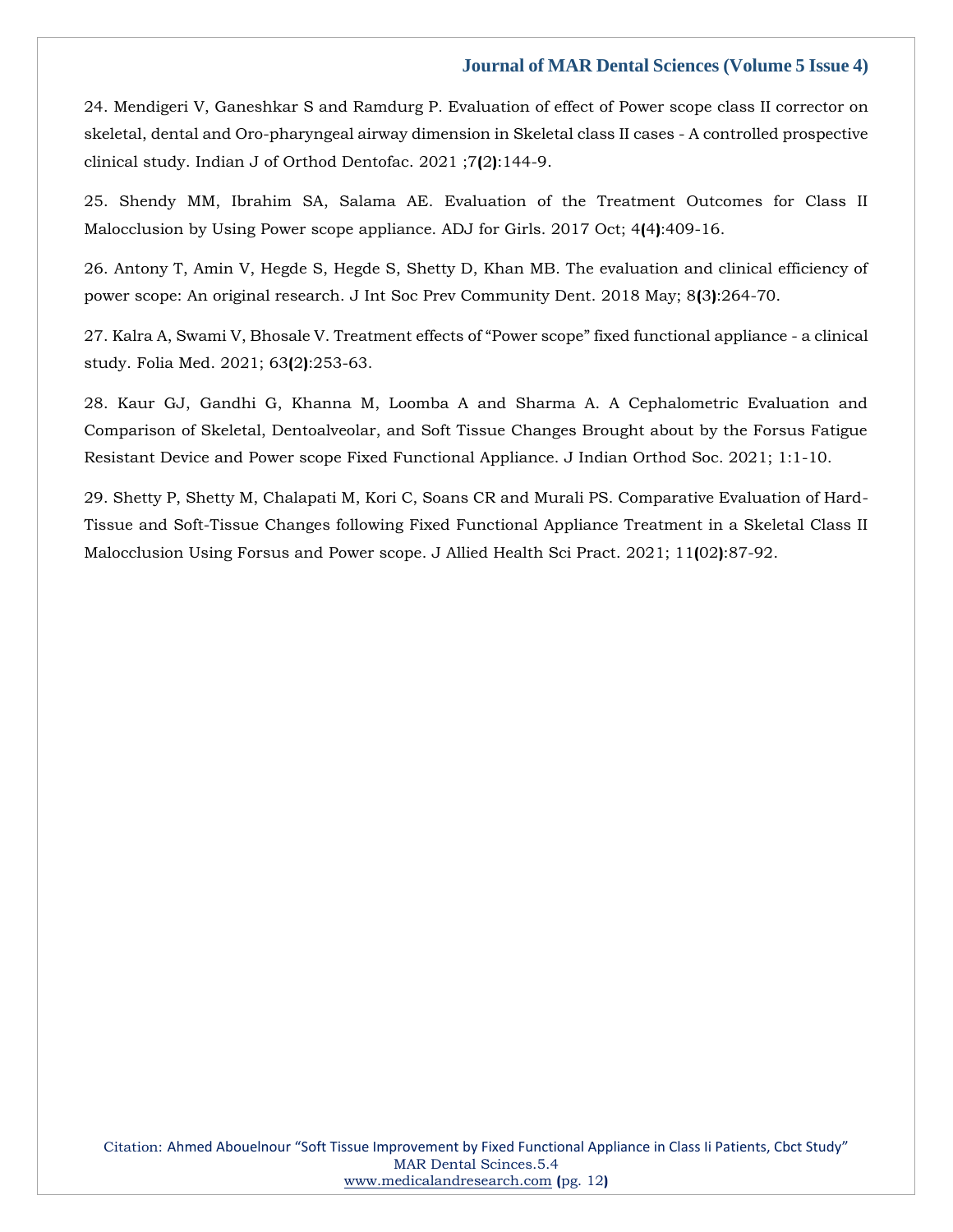24. Mendigeri V, Ganeshkar S and Ramdurg P. Evaluation of effect of Power scope class II corrector on skeletal, dental and Oro-pharyngeal airway dimension in Skeletal class II cases - A controlled prospective clinical study. Indian J of Orthod Dentofac. 2021 ;7(2):144-9.

25. Shendy MM, Ibrahim SA, Salama AE. Evaluation of the Treatment Outcomes for Class II Malocclusion by Using Power scope appliance. ADJ for Girls. 2017 Oct; 4(4):409-16.

26. Antony T, Amin V, Hegde S, Hegde S, Shetty D, Khan MB. The evaluation and clinical efficiency of power scope: An original research. J Int Soc Prev Community Dent. 2018 May; 8(3):264-70.

27. Kalra A, Swami V, Bhosale V. Treatment effects of "Power scope" fixed functional appliance - a clinical study. Folia Med. 2021; 63(2):253-63.

28. Kaur GJ, Gandhi G, Khanna M, Loomba A and Sharma A. A Cephalometric Evaluation and Comparison of Skeletal, Dentoalveolar, and Soft Tissue Changes Brought about by the Forsus Fatigue Resistant Device and Power scope Fixed Functional Appliance. J Indian Orthod Soc. 2021; 1:1-10.

29. Shetty P, Shetty M, Chalapati M, Kori C, Soans CR and Murali PS. Comparative Evaluation of Hard-Tissue and Soft-Tissue Changes following Fixed Functional Appliance Treatment in a Skeletal Class II Malocclusion Using Forsus and Power scope. J Allied Health Sci Pract. 2021; 11(02):87-92.